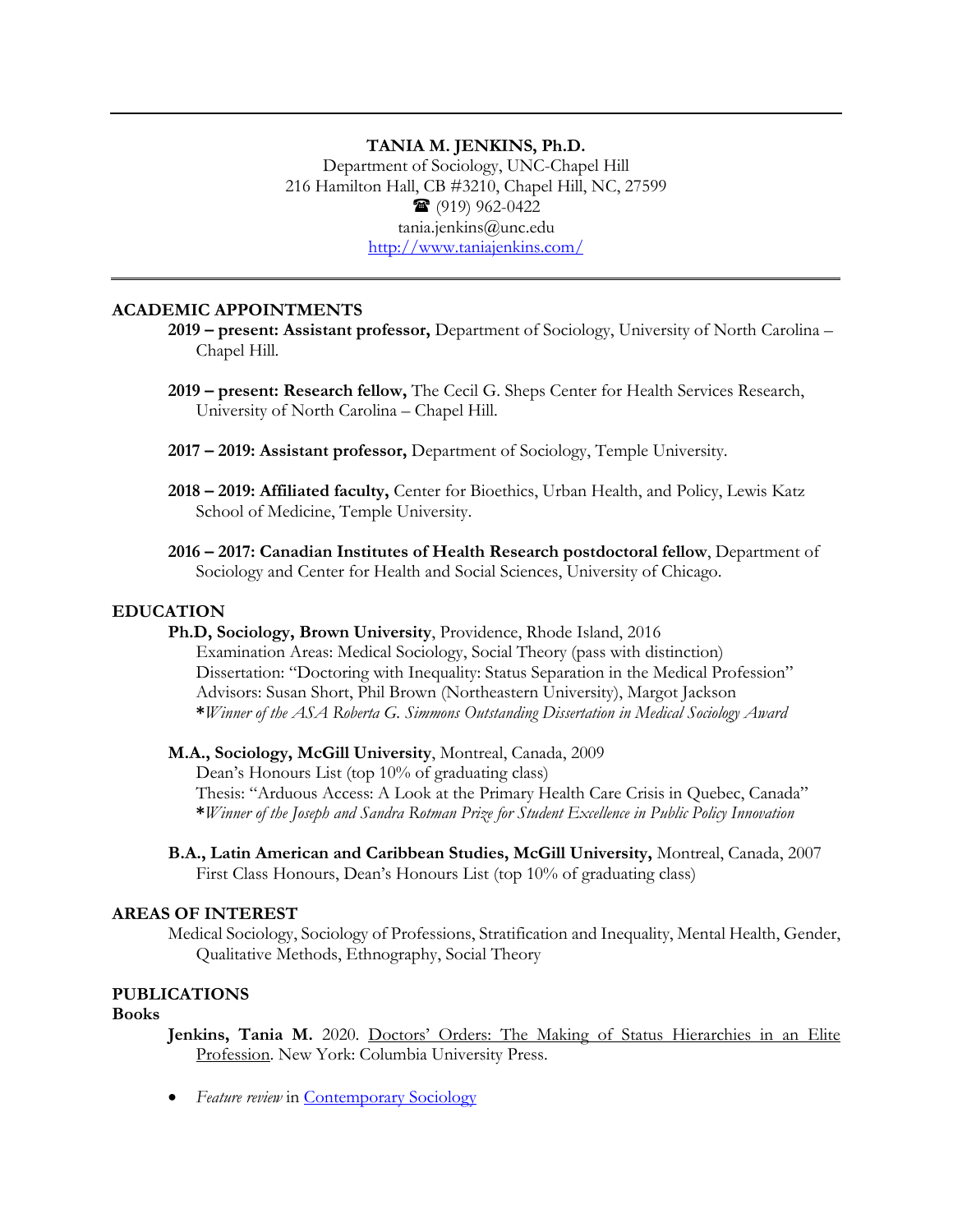**TANIA M. JENKINS, Ph.D.**
Department of Sociology, UNC-Chapel Hill
216 Hamilton Hall, CB #3210, Chapel Hill, NC, 27599
☎ (919) 962-0422
tania.jenkins@unc.edu
http://www.taniajenkins.com/

---

## ACADEMIC APPOINTMENTS

**2019 – present: Assistant professor,** Department of Sociology, University of North Carolina – Chapel Hill.

**2019 – present: Research fellow,** The Cecil G. Sheps Center for Health Services Research, University of North Carolina – Chapel Hill.

**2017 – 2019: Assistant professor,** Department of Sociology, Temple University.

**2018 – 2019: Affiliated faculty,** Center for Bioethics, Urban Health, and Policy, Lewis Katz School of Medicine, Temple University.

**2016 – 2017: Canadian Institutes of Health Research postdoctoral fellow**, Department of Sociology and Center for Health and Social Sciences, University of Chicago.

## EDUCATION

**Ph.D, Sociology, Brown University**, Providence, Rhode Island, 2016
Examination Areas: Medical Sociology, Social Theory (pass with distinction)
Dissertation: "Doctoring with Inequality: Status Separation in the Medical Profession"
Advisors: Susan Short, Phil Brown (Northeastern University), Margot Jackson
*\*Winner of the ASA Roberta G. Simmons Outstanding Dissertation in Medical Sociology Award*

**M.A., Sociology, McGill University**, Montreal, Canada, 2009
Dean's Honours List (top 10% of graduating class)
Thesis: "Arduous Access: A Look at the Primary Health Care Crisis in Quebec, Canada"
*\*Winner of the Joseph and Sandra Rotman Prize for Student Excellence in Public Policy Innovation*

**B.A., Latin American and Caribbean Studies, McGill University,** Montreal, Canada, 2007
First Class Honours, Dean's Honours List (top 10% of graduating class)

## AREAS OF INTEREST

Medical Sociology, Sociology of Professions, Stratification and Inequality, Mental Health, Gender, Qualitative Methods, Ethnography, Social Theory

## PUBLICATIONS

### Books

**Jenkins, Tania M.** 2020. Doctors' Orders: The Making of Status Hierarchies in an Elite Profession. New York: Columbia University Press.

- *Feature review* in Contemporary Sociology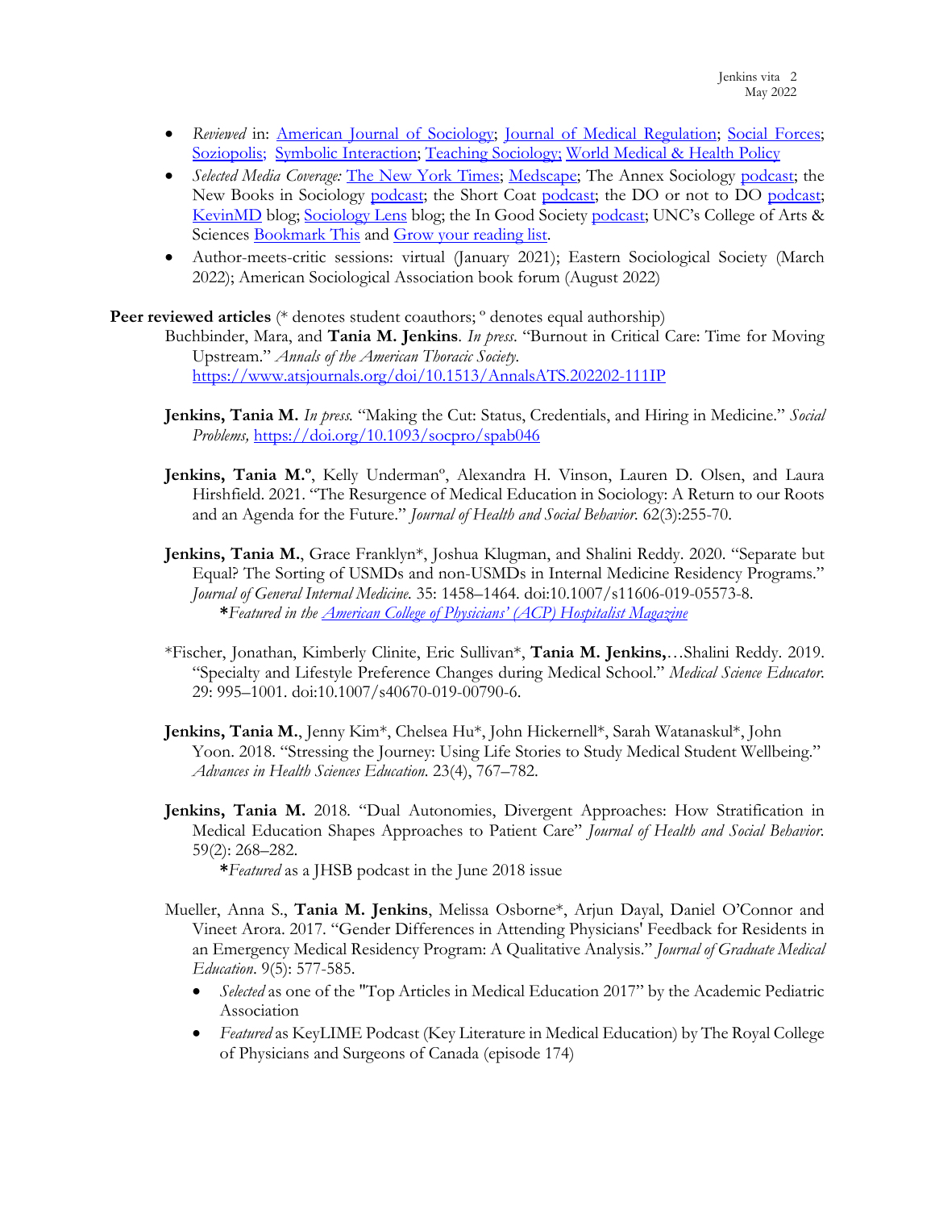- *Reviewed* in: American Journal of Sociology; Journal of Medical Regulation; Social Forces; Soziopolis; Symbolic Interaction; Teaching Sociology; World Medical & Health Policy
- *Selected Media Coverage:* The New York Times; Medscape; The Annex Sociology podcast; the New Books in Sociology podcast; the Short Coat podcast; the DO or not to DO podcast; KevinMD blog; Sociology Lens blog; the In Good Society podcast; UNC's College of Arts & Sciences Bookmark This and Grow your reading list.
- Author-meets-critic sessions: virtual (January 2021); Eastern Sociological Society (March 2022); American Sociological Association book forum (August 2022)

**Peer reviewed articles** (* denotes student coauthors; º denotes equal authorship)

Buchbinder, Mara, and **Tania M. Jenkins**. *In press*. "Burnout in Critical Care: Time for Moving Upstream." *Annals of the American Thoracic Society.* https://www.atsjournals.org/doi/10.1513/AnnalsATS.202202-111IP

**Jenkins, Tania M.** *In press.* "Making the Cut: Status, Credentials, and Hiring in Medicine." *Social Problems,* https://doi.org/10.1093/socpro/spab046

**Jenkins, Tania M.º**, Kelly Undermanº, Alexandra H. Vinson, Lauren D. Olsen, and Laura Hirshfield. 2021. "The Resurgence of Medical Education in Sociology: A Return to our Roots and an Agenda for the Future." *Journal of Health and Social Behavior.* 62(3):255-70.

**Jenkins, Tania M.**, Grace Franklyn*, Joshua Klugman, and Shalini Reddy. 2020. "Separate but Equal? The Sorting of USMDs and non-USMDs in Internal Medicine Residency Programs." *Journal of General Internal Medicine.* 35: 1458–1464. doi:10.1007/s11606-019-05573-8.
  ***Featured in the American College of Physicians' (ACP) Hospitalist Magazine***

*Fischer, Jonathan, Kimberly Clinite, Eric Sullivan*, **Tania M. Jenkins,**…Shalini Reddy. 2019. "Specialty and Lifestyle Preference Changes during Medical School." *Medical Science Educator.* 29: 995–1001. doi:10.1007/s40670-019-00790-6.

**Jenkins, Tania M.**, Jenny Kim*, Chelsea Hu*, John Hickernell*, Sarah Watanaskul*, John Yoon. 2018. "Stressing the Journey: Using Life Stories to Study Medical Student Wellbeing." *Advances in Health Sciences Education.* 23(4), 767–782.

**Jenkins, Tania M.** 2018. "Dual Autonomies, Divergent Approaches: How Stratification in Medical Education Shapes Approaches to Patient Care" *Journal of Health and Social Behavior.* 59(2): 268–282.
  ***Featured*** as a JHSB podcast in the June 2018 issue

Mueller, Anna S., **Tania M. Jenkins**, Melissa Osborne*, Arjun Dayal, Daniel O'Connor and Vineet Arora. 2017. "Gender Differences in Attending Physicians' Feedback for Residents in an Emergency Medical Residency Program: A Qualitative Analysis." *Journal of Graduate Medical Education*. 9(5): 577-585.

- *Selected* as one of the "Top Articles in Medical Education 2017" by the Academic Pediatric Association
- *Featured* as KeyLIME Podcast (Key Literature in Medical Education) by The Royal College of Physicians and Surgeons of Canada (episode 174)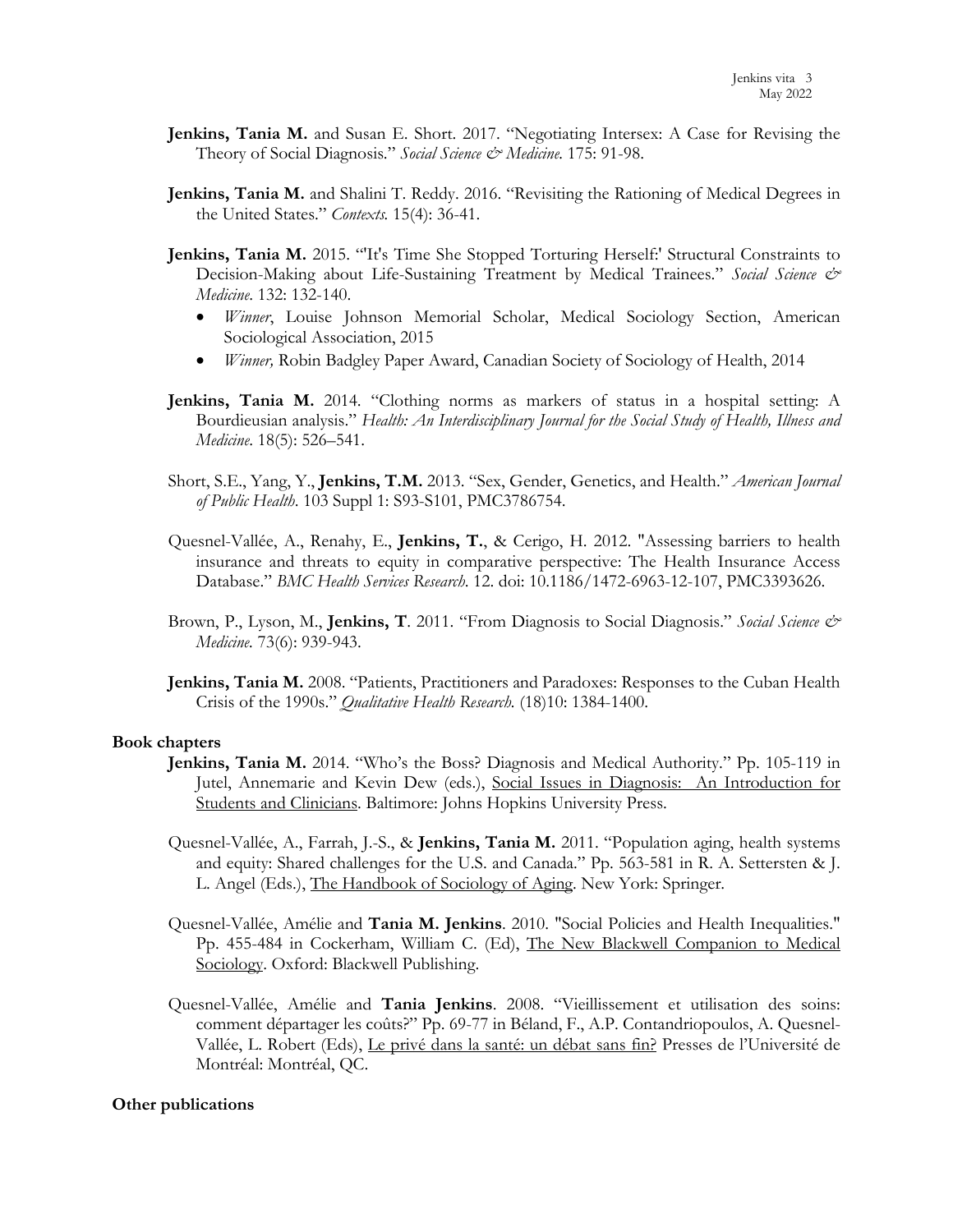**Jenkins, Tania M.** and Susan E. Short. 2017. "Negotiating Intersex: A Case for Revising the Theory of Social Diagnosis." *Social Science & Medicine.* 175: 91-98.

**Jenkins, Tania M.** and Shalini T. Reddy. 2016. "Revisiting the Rationing of Medical Degrees in the United States." *Contexts.* 15(4): 36-41.

**Jenkins, Tania M.** 2015. "'It's Time She Stopped Torturing Herself:' Structural Constraints to Decision-Making about Life-Sustaining Treatment by Medical Trainees." *Social Science & Medicine.* 132: 132-140.

- *Winner*, Louise Johnson Memorial Scholar, Medical Sociology Section, American Sociological Association, 2015
- *Winner,* Robin Badgley Paper Award, Canadian Society of Sociology of Health, 2014

**Jenkins, Tania M.** 2014. "Clothing norms as markers of status in a hospital setting: A Bourdieusian analysis." *Health: An Interdisciplinary Journal for the Social Study of Health, Illness and Medicine.* 18(5): 526–541.

Short, S.E., Yang, Y., **Jenkins, T.M.** 2013. "Sex, Gender, Genetics, and Health." *American Journal of Public Health.* 103 Suppl 1: S93-S101, PMC3786754.

Quesnel-Vallée, A., Renahy, E., **Jenkins, T.**, & Cerigo, H. 2012. "Assessing barriers to health insurance and threats to equity in comparative perspective: The Health Insurance Access Database." *BMC Health Services Research.* 12. doi: 10.1186/1472-6963-12-107, PMC3393626.

Brown, P., Lyson, M., **Jenkins, T**. 2011. "From Diagnosis to Social Diagnosis." *Social Science & Medicine.* 73(6): 939-943.

**Jenkins, Tania M.** 2008. "Patients, Practitioners and Paradoxes: Responses to the Cuban Health Crisis of the 1990s." *Qualitative Health Research.* (18)10: 1384-1400.

### Book chapters

**Jenkins, Tania M.** 2014. "Who's the Boss? Diagnosis and Medical Authority." Pp. 105-119 in Jutel, Annemarie and Kevin Dew (eds.), Social Issues in Diagnosis: An Introduction for Students and Clinicians. Baltimore: Johns Hopkins University Press.

Quesnel-Vallée, A., Farrah, J.-S., & **Jenkins, Tania M.** 2011. "Population aging, health systems and equity: Shared challenges for the U.S. and Canada." Pp. 563-581 in R. A. Settersten & J. L. Angel (Eds.), The Handbook of Sociology of Aging. New York: Springer.

Quesnel-Vallée, Amélie and **Tania M. Jenkins**. 2010. "Social Policies and Health Inequalities." Pp. 455-484 in Cockerham, William C. (Ed), The New Blackwell Companion to Medical Sociology. Oxford: Blackwell Publishing.

Quesnel-Vallée, Amélie and **Tania Jenkins**. 2008. "Vieillissement et utilisation des soins: comment départager les coûts?" Pp. 69-77 in Béland, F., A.P. Contandriopoulos, A. Quesnel-Vallée, L. Robert (Eds), Le privé dans la santé: un débat sans fin? Presses de l'Université de Montréal: Montréal, QC.

### Other publications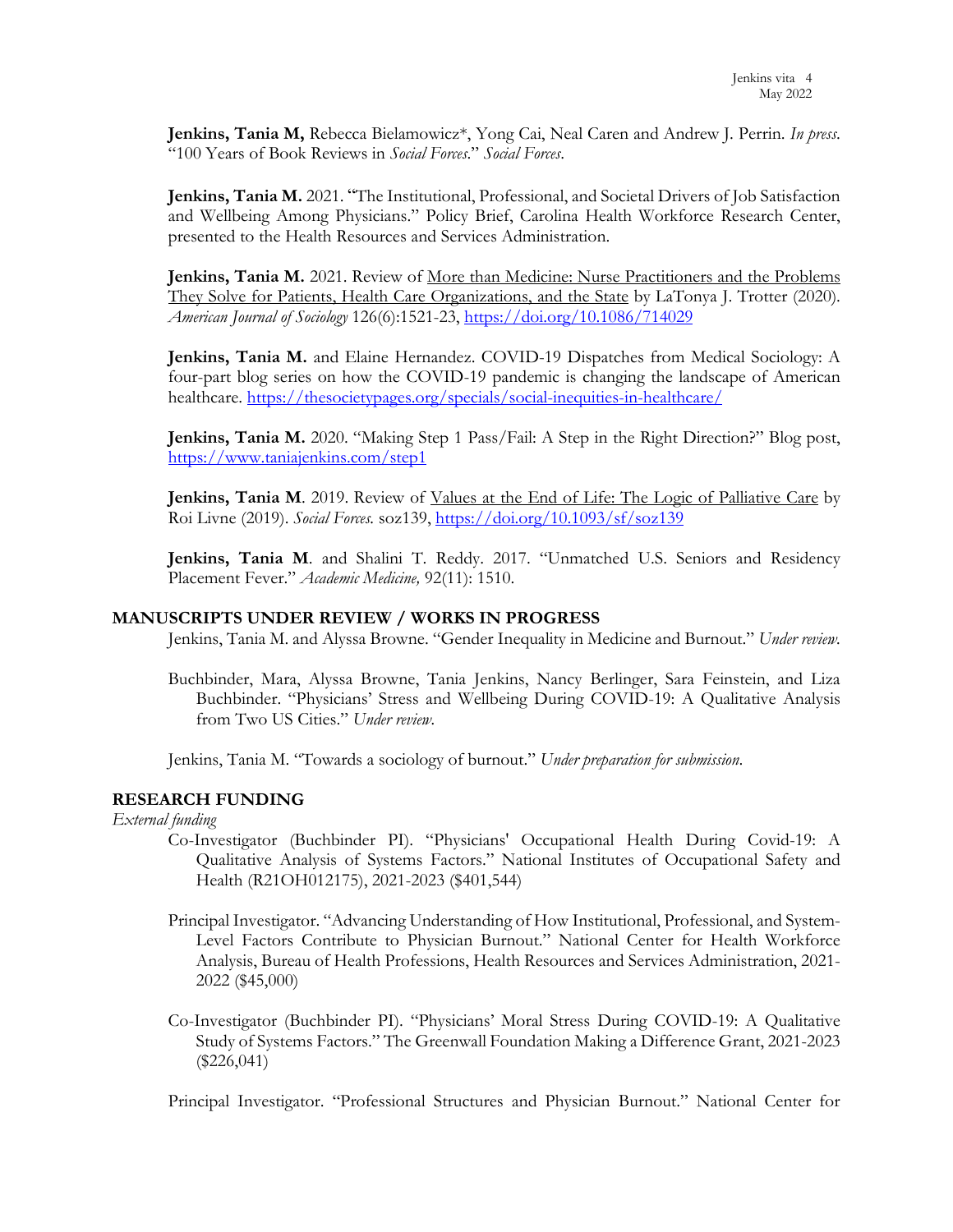**Jenkins, Tania M,** Rebecca Bielamowicz*, Yong Cai, Neal Caren and Andrew J. Perrin. *In press*. "100 Years of Book Reviews in *Social Forces*." *Social Forces*.

**Jenkins, Tania M.** 2021. "The Institutional, Professional, and Societal Drivers of Job Satisfaction and Wellbeing Among Physicians." Policy Brief, Carolina Health Workforce Research Center, presented to the Health Resources and Services Administration.

**Jenkins, Tania M.** 2021. Review of <u>More than Medicine: Nurse Practitioners and the Problems They Solve for Patients, Health Care Organizations, and the State</u> by LaTonya J. Trotter (2020). *American Journal of Sociology* 126(6):1521-23, https://doi.org/10.1086/714029

**Jenkins, Tania M.** and Elaine Hernandez. COVID-19 Dispatches from Medical Sociology: A four-part blog series on how the COVID-19 pandemic is changing the landscape of American healthcare. https://thesocietypages.org/specials/social-inequities-in-healthcare/

**Jenkins, Tania M.** 2020. "Making Step 1 Pass/Fail: A Step in the Right Direction?" Blog post, https://www.taniajenkins.com/step1

**Jenkins, Tania M**. 2019. Review of <u>Values at the End of Life: The Logic of Palliative Care</u> by Roi Livne (2019). *Social Forces.* soz139, https://doi.org/10.1093/sf/soz139

**Jenkins, Tania M**. and Shalini T. Reddy. 2017. "Unmatched U.S. Seniors and Residency Placement Fever." *Academic Medicine,* 92(11): 1510.

## MANUSCRIPTS UNDER REVIEW / WORKS IN PROGRESS

Jenkins, Tania M. and Alyssa Browne. "Gender Inequality in Medicine and Burnout." *Under review.*

Buchbinder, Mara, Alyssa Browne, Tania Jenkins, Nancy Berlinger, Sara Feinstein, and Liza Buchbinder. "Physicians' Stress and Wellbeing During COVID-19: A Qualitative Analysis from Two US Cities." *Under review.*

Jenkins, Tania M. "Towards a sociology of burnout." *Under preparation for submission.*

## RESEARCH FUNDING

*External funding*

Co-Investigator (Buchbinder PI). "Physicians' Occupational Health During Covid-19: A Qualitative Analysis of Systems Factors." National Institutes of Occupational Safety and Health (R21OH012175), 2021-2023 ($401,544)

Principal Investigator. "Advancing Understanding of How Institutional, Professional, and System-Level Factors Contribute to Physician Burnout." National Center for Health Workforce Analysis, Bureau of Health Professions, Health Resources and Services Administration, 2021-2022 ($45,000)

Co-Investigator (Buchbinder PI). "Physicians' Moral Stress During COVID-19: A Qualitative Study of Systems Factors." The Greenwall Foundation Making a Difference Grant, 2021-2023 ($226,041)

Principal Investigator. "Professional Structures and Physician Burnout." National Center for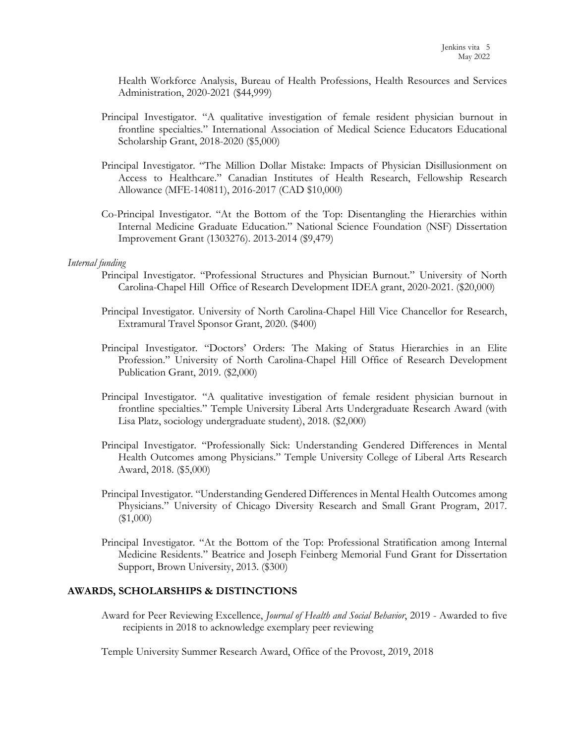Health Workforce Analysis, Bureau of Health Professions, Health Resources and Services Administration, 2020-2021 ($44,999)

Principal Investigator. "A qualitative investigation of female resident physician burnout in frontline specialties." International Association of Medical Science Educators Educational Scholarship Grant, 2018-2020 ($5,000)

Principal Investigator. "The Million Dollar Mistake: Impacts of Physician Disillusionment on Access to Healthcare." Canadian Institutes of Health Research, Fellowship Research Allowance (MFE-140811), 2016-2017 (CAD $10,000)

Co-Principal Investigator. "At the Bottom of the Top: Disentangling the Hierarchies within Internal Medicine Graduate Education." National Science Foundation (NSF) Dissertation Improvement Grant (1303276). 2013-2014 ($9,479)

*Internal funding*

Principal Investigator. "Professional Structures and Physician Burnout." University of North Carolina-Chapel Hill Office of Research Development IDEA grant, 2020-2021. ($20,000)

Principal Investigator. University of North Carolina-Chapel Hill Vice Chancellor for Research, Extramural Travel Sponsor Grant, 2020. ($400)

Principal Investigator. "Doctors' Orders: The Making of Status Hierarchies in an Elite Profession." University of North Carolina-Chapel Hill Office of Research Development Publication Grant, 2019. ($2,000)

Principal Investigator. "A qualitative investigation of female resident physician burnout in frontline specialties." Temple University Liberal Arts Undergraduate Research Award (with Lisa Platz, sociology undergraduate student), 2018. ($2,000)

Principal Investigator. "Professionally Sick: Understanding Gendered Differences in Mental Health Outcomes among Physicians." Temple University College of Liberal Arts Research Award, 2018. ($5,000)

Principal Investigator. "Understanding Gendered Differences in Mental Health Outcomes among Physicians." University of Chicago Diversity Research and Small Grant Program, 2017. ($1,000)

Principal Investigator. "At the Bottom of the Top: Professional Stratification among Internal Medicine Residents." Beatrice and Joseph Feinberg Memorial Fund Grant for Dissertation Support, Brown University, 2013. ($300)

## AWARDS, SCHOLARSHIPS & DISTINCTIONS

Award for Peer Reviewing Excellence, *Journal of Health and Social Behavior*, 2019 - Awarded to five recipients in 2018 to acknowledge exemplary peer reviewing

Temple University Summer Research Award, Office of the Provost, 2019, 2018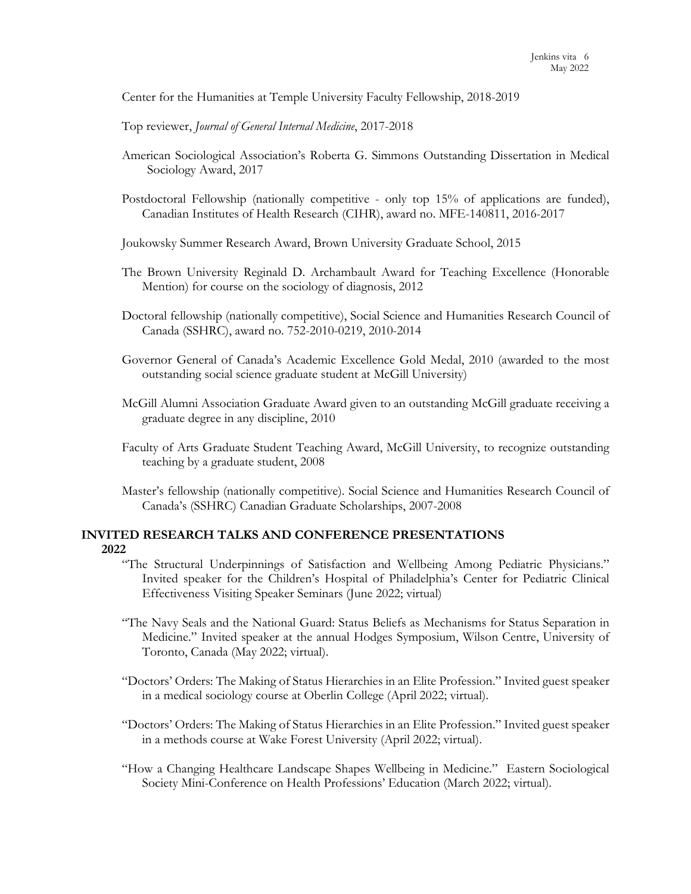Center for the Humanities at Temple University Faculty Fellowship, 2018-2019

Top reviewer, *Journal of General Internal Medicine*, 2017-2018

American Sociological Association's Roberta G. Simmons Outstanding Dissertation in Medical Sociology Award, 2017

Postdoctoral Fellowship (nationally competitive - only top 15% of applications are funded), Canadian Institutes of Health Research (CIHR), award no. MFE-140811, 2016-2017

Joukowsky Summer Research Award, Brown University Graduate School, 2015

The Brown University Reginald D. Archambault Award for Teaching Excellence (Honorable Mention) for course on the sociology of diagnosis, 2012

Doctoral fellowship (nationally competitive), Social Science and Humanities Research Council of Canada (SSHRC), award no. 752-2010-0219, 2010-2014

Governor General of Canada's Academic Excellence Gold Medal, 2010 (awarded to the most outstanding social science graduate student at McGill University)

McGill Alumni Association Graduate Award given to an outstanding McGill graduate receiving a graduate degree in any discipline, 2010

Faculty of Arts Graduate Student Teaching Award, McGill University, to recognize outstanding teaching by a graduate student, 2008

Master's fellowship (nationally competitive). Social Science and Humanities Research Council of Canada's (SSHRC) Canadian Graduate Scholarships, 2007-2008

## INVITED RESEARCH TALKS AND CONFERENCE PRESENTATIONS

### 2022

"The Structural Underpinnings of Satisfaction and Wellbeing Among Pediatric Physicians." Invited speaker for the Children's Hospital of Philadelphia's Center for Pediatric Clinical Effectiveness Visiting Speaker Seminars (June 2022; virtual)

"The Navy Seals and the National Guard: Status Beliefs as Mechanisms for Status Separation in Medicine." Invited speaker at the annual Hodges Symposium, Wilson Centre, University of Toronto, Canada (May 2022; virtual).

"Doctors' Orders: The Making of Status Hierarchies in an Elite Profession." Invited guest speaker in a medical sociology course at Oberlin College (April 2022; virtual).

"Doctors' Orders: The Making of Status Hierarchies in an Elite Profession." Invited guest speaker in a methods course at Wake Forest University (April 2022; virtual).

"How a Changing Healthcare Landscape Shapes Wellbeing in Medicine." Eastern Sociological Society Mini-Conference on Health Professions' Education (March 2022; virtual).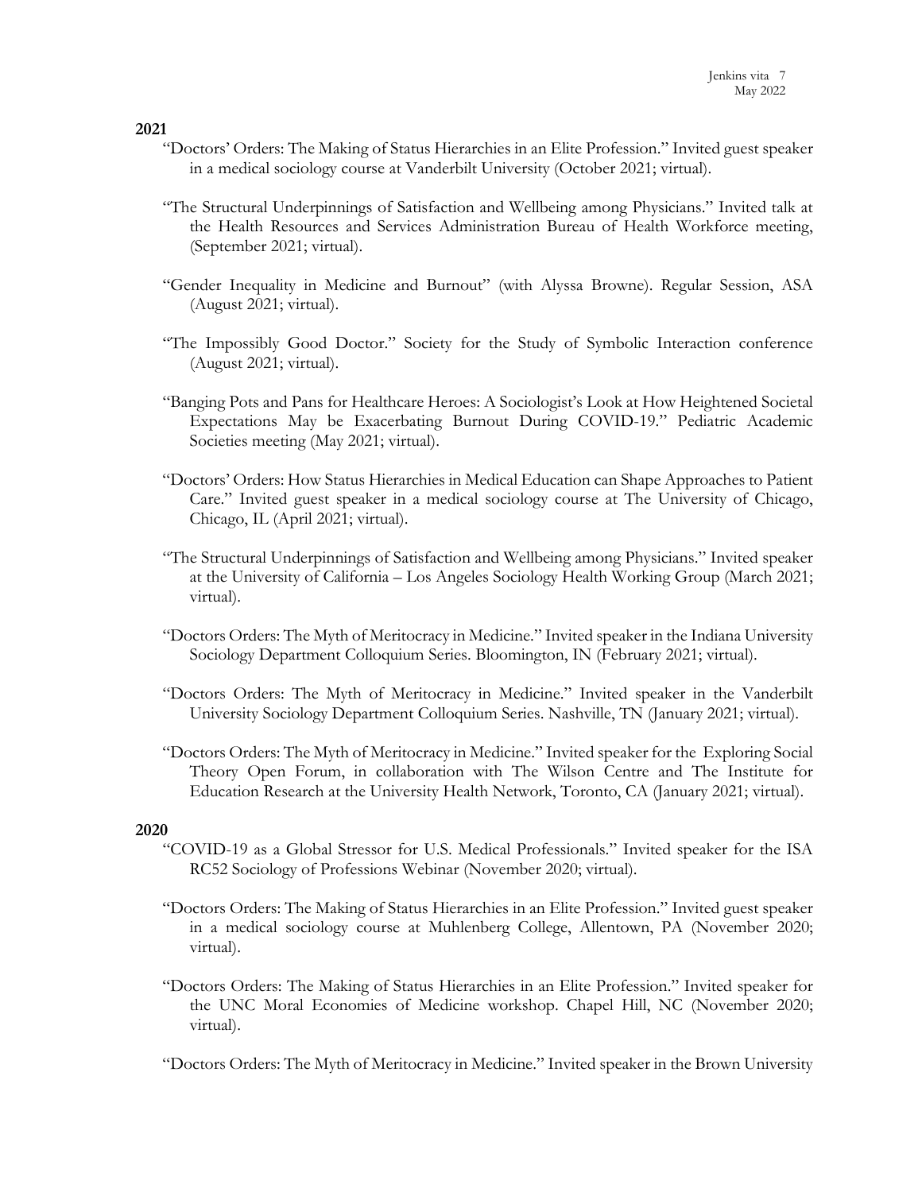**2021**

"Doctors' Orders: The Making of Status Hierarchies in an Elite Profession." Invited guest speaker in a medical sociology course at Vanderbilt University (October 2021; virtual).

"The Structural Underpinnings of Satisfaction and Wellbeing among Physicians." Invited talk at the Health Resources and Services Administration Bureau of Health Workforce meeting, (September 2021; virtual).

"Gender Inequality in Medicine and Burnout" (with Alyssa Browne). Regular Session, ASA (August 2021; virtual).

"The Impossibly Good Doctor." Society for the Study of Symbolic Interaction conference (August 2021; virtual).

"Banging Pots and Pans for Healthcare Heroes: A Sociologist's Look at How Heightened Societal Expectations May be Exacerbating Burnout During COVID-19." Pediatric Academic Societies meeting (May 2021; virtual).

"Doctors' Orders: How Status Hierarchies in Medical Education can Shape Approaches to Patient Care." Invited guest speaker in a medical sociology course at The University of Chicago, Chicago, IL (April 2021; virtual).

"The Structural Underpinnings of Satisfaction and Wellbeing among Physicians." Invited speaker at the University of California – Los Angeles Sociology Health Working Group (March 2021; virtual).

"Doctors Orders: The Myth of Meritocracy in Medicine." Invited speaker in the Indiana University Sociology Department Colloquium Series. Bloomington, IN (February 2021; virtual).

"Doctors Orders: The Myth of Meritocracy in Medicine." Invited speaker in the Vanderbilt University Sociology Department Colloquium Series. Nashville, TN (January 2021; virtual).

"Doctors Orders: The Myth of Meritocracy in Medicine." Invited speaker for the Exploring Social Theory Open Forum, in collaboration with The Wilson Centre and The Institute for Education Research at the University Health Network, Toronto, CA (January 2021; virtual).

**2020**

"COVID-19 as a Global Stressor for U.S. Medical Professionals." Invited speaker for the ISA RC52 Sociology of Professions Webinar (November 2020; virtual).

"Doctors Orders: The Making of Status Hierarchies in an Elite Profession." Invited guest speaker in a medical sociology course at Muhlenberg College, Allentown, PA (November 2020; virtual).

"Doctors Orders: The Making of Status Hierarchies in an Elite Profession." Invited speaker for the UNC Moral Economies of Medicine workshop. Chapel Hill, NC (November 2020; virtual).

"Doctors Orders: The Myth of Meritocracy in Medicine." Invited speaker in the Brown University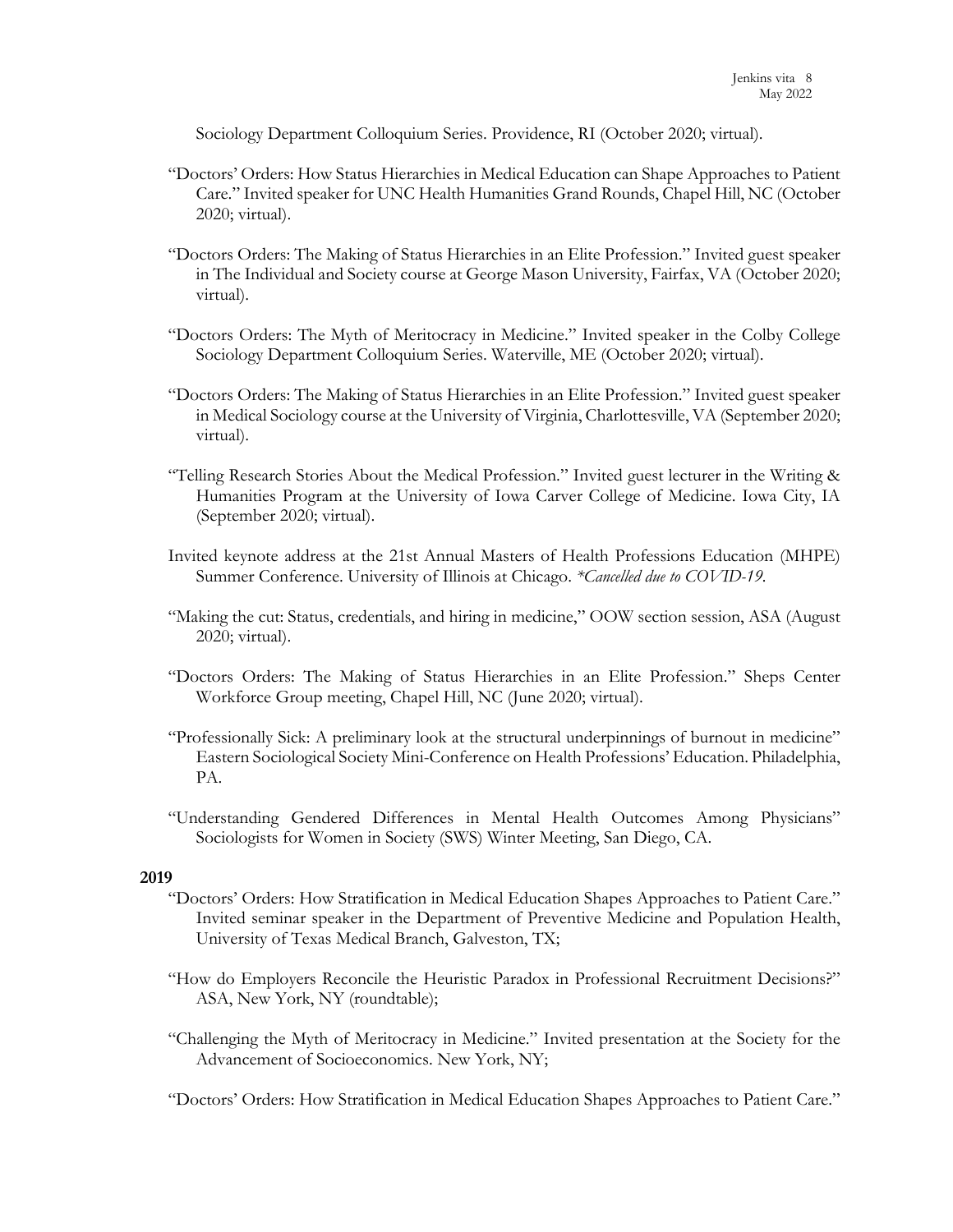Sociology Department Colloquium Series. Providence, RI (October 2020; virtual).

"Doctors' Orders: How Status Hierarchies in Medical Education can Shape Approaches to Patient Care." Invited speaker for UNC Health Humanities Grand Rounds, Chapel Hill, NC (October 2020; virtual).

"Doctors Orders: The Making of Status Hierarchies in an Elite Profession." Invited guest speaker in The Individual and Society course at George Mason University, Fairfax, VA (October 2020; virtual).

"Doctors Orders: The Myth of Meritocracy in Medicine." Invited speaker in the Colby College Sociology Department Colloquium Series. Waterville, ME (October 2020; virtual).

"Doctors Orders: The Making of Status Hierarchies in an Elite Profession." Invited guest speaker in Medical Sociology course at the University of Virginia, Charlottesville, VA (September 2020; virtual).

"Telling Research Stories About the Medical Profession." Invited guest lecturer in the Writing & Humanities Program at the University of Iowa Carver College of Medicine. Iowa City, IA (September 2020; virtual).

Invited keynote address at the 21st Annual Masters of Health Professions Education (MHPE) Summer Conference. University of Illinois at Chicago. *\*Cancelled due to COVID-19.*

"Making the cut: Status, credentials, and hiring in medicine," OOW section session, ASA (August 2020; virtual).

"Doctors Orders: The Making of Status Hierarchies in an Elite Profession." Sheps Center Workforce Group meeting, Chapel Hill, NC (June 2020; virtual).

"Professionally Sick: A preliminary look at the structural underpinnings of burnout in medicine" Eastern Sociological Society Mini-Conference on Health Professions' Education. Philadelphia, PA.

"Understanding Gendered Differences in Mental Health Outcomes Among Physicians" Sociologists for Women in Society (SWS) Winter Meeting, San Diego, CA.

**2019**

"Doctors' Orders: How Stratification in Medical Education Shapes Approaches to Patient Care." Invited seminar speaker in the Department of Preventive Medicine and Population Health, University of Texas Medical Branch, Galveston, TX;

"How do Employers Reconcile the Heuristic Paradox in Professional Recruitment Decisions?" ASA, New York, NY (roundtable);

"Challenging the Myth of Meritocracy in Medicine." Invited presentation at the Society for the Advancement of Socioeconomics. New York, NY;

"Doctors' Orders: How Stratification in Medical Education Shapes Approaches to Patient Care."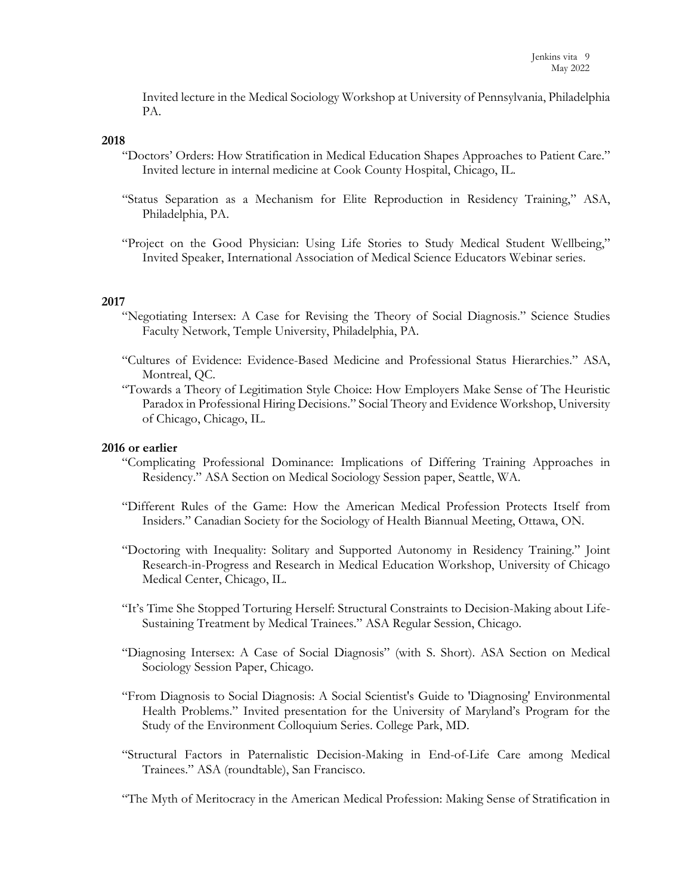Invited lecture in the Medical Sociology Workshop at University of Pennsylvania, Philadelphia PA.

**2018**

"Doctors' Orders: How Stratification in Medical Education Shapes Approaches to Patient Care." Invited lecture in internal medicine at Cook County Hospital, Chicago, IL.

"Status Separation as a Mechanism for Elite Reproduction in Residency Training," ASA, Philadelphia, PA.

"Project on the Good Physician: Using Life Stories to Study Medical Student Wellbeing," Invited Speaker, International Association of Medical Science Educators Webinar series.

**2017**

"Negotiating Intersex: A Case for Revising the Theory of Social Diagnosis." Science Studies Faculty Network, Temple University, Philadelphia, PA.

"Cultures of Evidence: Evidence-Based Medicine and Professional Status Hierarchies." ASA, Montreal, QC.

"Towards a Theory of Legitimation Style Choice: How Employers Make Sense of The Heuristic Paradox in Professional Hiring Decisions." Social Theory and Evidence Workshop, University of Chicago, Chicago, IL.

**2016 or earlier**

"Complicating Professional Dominance: Implications of Differing Training Approaches in Residency." ASA Section on Medical Sociology Session paper, Seattle, WA.

"Different Rules of the Game: How the American Medical Profession Protects Itself from Insiders." Canadian Society for the Sociology of Health Biannual Meeting, Ottawa, ON.

"Doctoring with Inequality: Solitary and Supported Autonomy in Residency Training." Joint Research-in-Progress and Research in Medical Education Workshop, University of Chicago Medical Center, Chicago, IL.

"It's Time She Stopped Torturing Herself: Structural Constraints to Decision-Making about Life-Sustaining Treatment by Medical Trainees." ASA Regular Session, Chicago.

"Diagnosing Intersex: A Case of Social Diagnosis" (with S. Short). ASA Section on Medical Sociology Session Paper, Chicago.

"From Diagnosis to Social Diagnosis: A Social Scientist's Guide to 'Diagnosing' Environmental Health Problems." Invited presentation for the University of Maryland's Program for the Study of the Environment Colloquium Series. College Park, MD.

"Structural Factors in Paternalistic Decision-Making in End-of-Life Care among Medical Trainees." ASA (roundtable), San Francisco.

"The Myth of Meritocracy in the American Medical Profession: Making Sense of Stratification in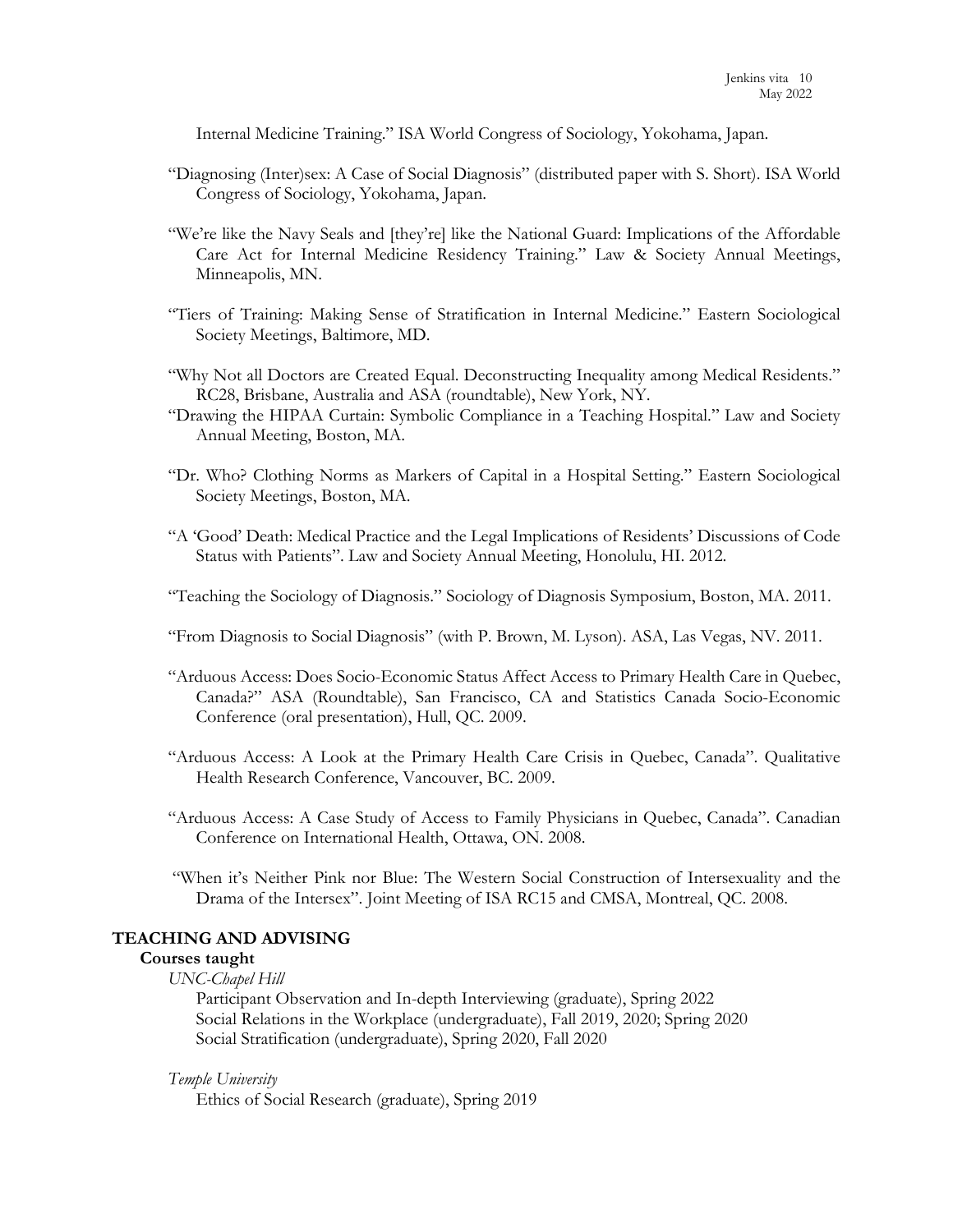Internal Medicine Training." ISA World Congress of Sociology, Yokohama, Japan.

"Diagnosing (Inter)sex: A Case of Social Diagnosis" (distributed paper with S. Short). ISA World Congress of Sociology, Yokohama, Japan.

"We're like the Navy Seals and [they're] like the National Guard: Implications of the Affordable Care Act for Internal Medicine Residency Training." Law & Society Annual Meetings, Minneapolis, MN.

"Tiers of Training: Making Sense of Stratification in Internal Medicine." Eastern Sociological Society Meetings, Baltimore, MD.

"Why Not all Doctors are Created Equal. Deconstructing Inequality among Medical Residents." RC28, Brisbane, Australia and ASA (roundtable), New York, NY.

"Drawing the HIPAA Curtain: Symbolic Compliance in a Teaching Hospital." Law and Society Annual Meeting, Boston, MA.

"Dr. Who? Clothing Norms as Markers of Capital in a Hospital Setting." Eastern Sociological Society Meetings, Boston, MA.

"A 'Good' Death: Medical Practice and the Legal Implications of Residents' Discussions of Code Status with Patients". Law and Society Annual Meeting, Honolulu, HI. 2012.

"Teaching the Sociology of Diagnosis." Sociology of Diagnosis Symposium, Boston, MA. 2011.

"From Diagnosis to Social Diagnosis" (with P. Brown, M. Lyson). ASA, Las Vegas, NV. 2011.

"Arduous Access: Does Socio-Economic Status Affect Access to Primary Health Care in Quebec, Canada?" ASA (Roundtable), San Francisco, CA and Statistics Canada Socio-Economic Conference (oral presentation), Hull, QC. 2009.

"Arduous Access: A Look at the Primary Health Care Crisis in Quebec, Canada". Qualitative Health Research Conference, Vancouver, BC. 2009.

"Arduous Access: A Case Study of Access to Family Physicians in Quebec, Canada". Canadian Conference on International Health, Ottawa, ON. 2008.

"When it's Neither Pink nor Blue: The Western Social Construction of Intersexuality and the Drama of the Intersex". Joint Meeting of ISA RC15 and CMSA, Montreal, QC. 2008.

## TEACHING AND ADVISING

### Courses taught

*UNC-Chapel Hill*

Participant Observation and In-depth Interviewing (graduate), Spring 2022
Social Relations in the Workplace (undergraduate), Fall 2019, 2020; Spring 2020
Social Stratification (undergraduate), Spring 2020, Fall 2020

*Temple University*

Ethics of Social Research (graduate), Spring 2019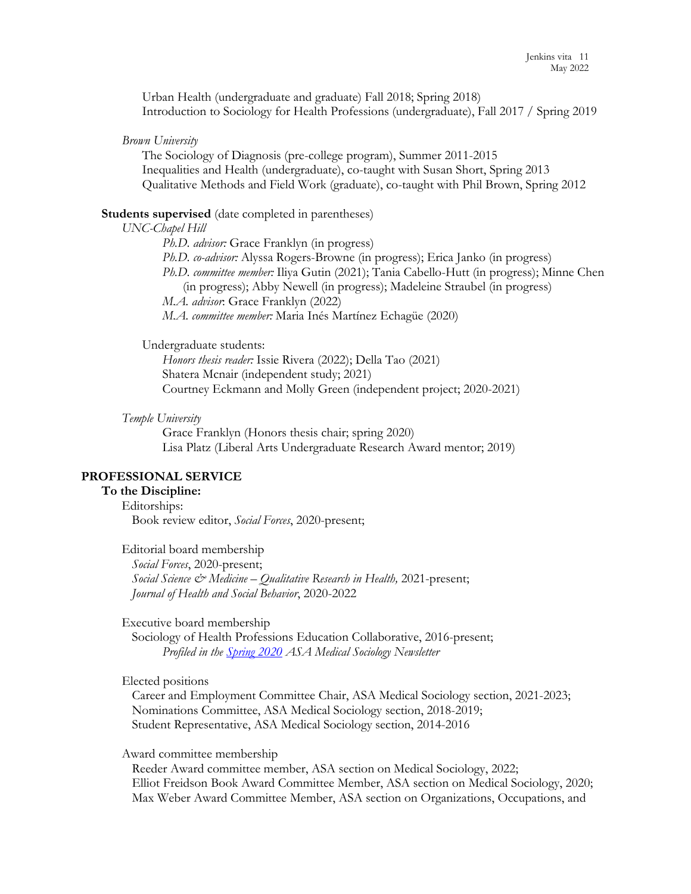Urban Health (undergraduate and graduate) Fall 2018; Spring 2018)
Introduction to Sociology for Health Professions (undergraduate), Fall 2017 / Spring 2019

*Brown University*

The Sociology of Diagnosis (pre-college program), Summer 2011-2015
Inequalities and Health (undergraduate), co-taught with Susan Short, Spring 2013
Qualitative Methods and Field Work (graduate), co-taught with Phil Brown, Spring 2012

**Students supervised** (date completed in parentheses)

*UNC-Chapel Hill*

*Ph.D. advisor:* Grace Franklyn (in progress)
*Ph.D. co-advisor:* Alyssa Rogers-Browne (in progress); Erica Janko (in progress)
*Ph.D. committee member:* Iliya Gutin (2021); Tania Cabello-Hutt (in progress); Minne Chen (in progress); Abby Newell (in progress); Madeleine Straubel (in progress)
*M.A. advisor*: Grace Franklyn (2022)
*M.A. committee member:* Maria Inés Martínez Echagüe (2020)

Undergraduate students:

*Honors thesis reader:* Issie Rivera (2022); Della Tao (2021)
Shatera Mcnair (independent study; 2021)
Courtney Eckmann and Molly Green (independent project; 2020-2021)

*Temple University*

Grace Franklyn (Honors thesis chair; spring 2020)
Lisa Platz (Liberal Arts Undergraduate Research Award mentor; 2019)

## PROFESSIONAL SERVICE

### To the Discipline:

Editorships:
Book review editor, *Social Forces*, 2020-present;

Editorial board membership
*Social Forces*, 2020-present;
*Social Science & Medicine – Qualitative Research in Health,* 2021-present;
*Journal of Health and Social Behavior*, 2020-2022

Executive board membership
Sociology of Health Professions Education Collaborative, 2016-present;
*Profiled in the Spring 2020 ASA Medical Sociology Newsletter*

Elected positions
Career and Employment Committee Chair, ASA Medical Sociology section, 2021-2023;
Nominations Committee, ASA Medical Sociology section, 2018-2019;
Student Representative, ASA Medical Sociology section, 2014-2016

Award committee membership
Reeder Award committee member, ASA section on Medical Sociology, 2022;
Elliot Freidson Book Award Committee Member, ASA section on Medical Sociology, 2020;
Max Weber Award Committee Member, ASA section on Organizations, Occupations, and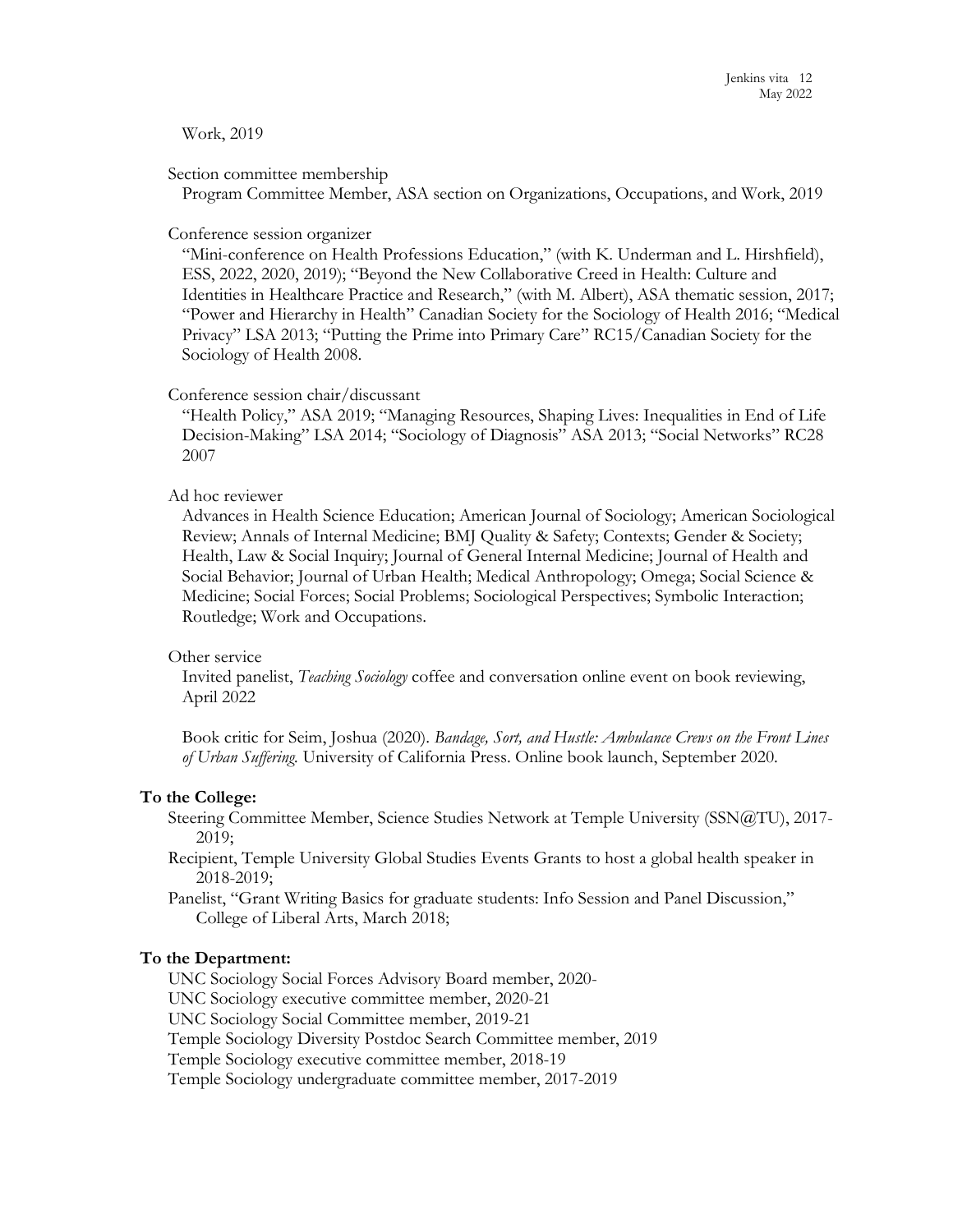Work, 2019

Section committee membership

Program Committee Member, ASA section on Organizations, Occupations, and Work, 2019

Conference session organizer

"Mini-conference on Health Professions Education," (with K. Underman and L. Hirshfield), ESS, 2022, 2020, 2019); "Beyond the New Collaborative Creed in Health: Culture and Identities in Healthcare Practice and Research," (with M. Albert), ASA thematic session, 2017; "Power and Hierarchy in Health" Canadian Society for the Sociology of Health 2016; "Medical Privacy" LSA 2013; "Putting the Prime into Primary Care" RC15/Canadian Society for the Sociology of Health 2008.

Conference session chair/discussant

"Health Policy," ASA 2019; "Managing Resources, Shaping Lives: Inequalities in End of Life Decision-Making" LSA 2014; "Sociology of Diagnosis" ASA 2013; "Social Networks" RC28 2007

Ad hoc reviewer

Advances in Health Science Education; American Journal of Sociology; American Sociological Review; Annals of Internal Medicine; BMJ Quality & Safety; Contexts; Gender & Society; Health, Law & Social Inquiry; Journal of General Internal Medicine; Journal of Health and Social Behavior; Journal of Urban Health; Medical Anthropology; Omega; Social Science & Medicine; Social Forces; Social Problems; Sociological Perspectives; Symbolic Interaction; Routledge; Work and Occupations.

Other service

Invited panelist, *Teaching Sociology* coffee and conversation online event on book reviewing, April 2022

Book critic for Seim, Joshua (2020). *Bandage, Sort, and Hustle: Ambulance Crews on the Front Lines of Urban Suffering.* University of California Press. Online book launch, September 2020.

**To the College:**

Steering Committee Member, Science Studies Network at Temple University (SSN@TU), 2017-2019;

Recipient, Temple University Global Studies Events Grants to host a global health speaker in 2018-2019;

Panelist, "Grant Writing Basics for graduate students: Info Session and Panel Discussion," College of Liberal Arts, March 2018;

**To the Department:**

UNC Sociology Social Forces Advisory Board member, 2020-

UNC Sociology executive committee member, 2020-21

UNC Sociology Social Committee member, 2019-21

Temple Sociology Diversity Postdoc Search Committee member, 2019

Temple Sociology executive committee member, 2018-19

Temple Sociology undergraduate committee member, 2017-2019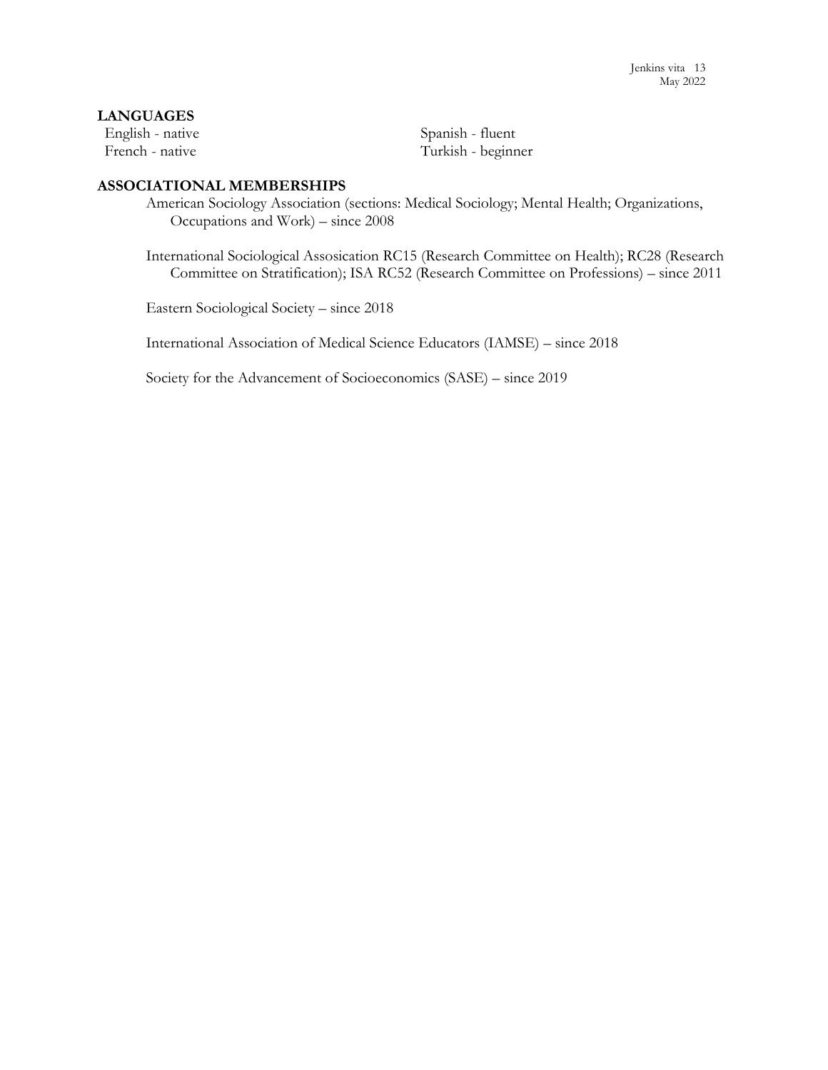## LANGUAGES

English - native
French - native
Spanish - fluent
Turkish - beginner

## ASSOCIATIONAL MEMBERSHIPS

American Sociology Association (sections: Medical Sociology; Mental Health; Organizations, Occupations and Work) – since 2008

International Sociological Assosication RC15 (Research Committee on Health); RC28 (Research Committee on Stratification); ISA RC52 (Research Committee on Professions) – since 2011

Eastern Sociological Society – since 2018

International Association of Medical Science Educators (IAMSE) – since 2018

Society for the Advancement of Socioeconomics (SASE) – since 2019